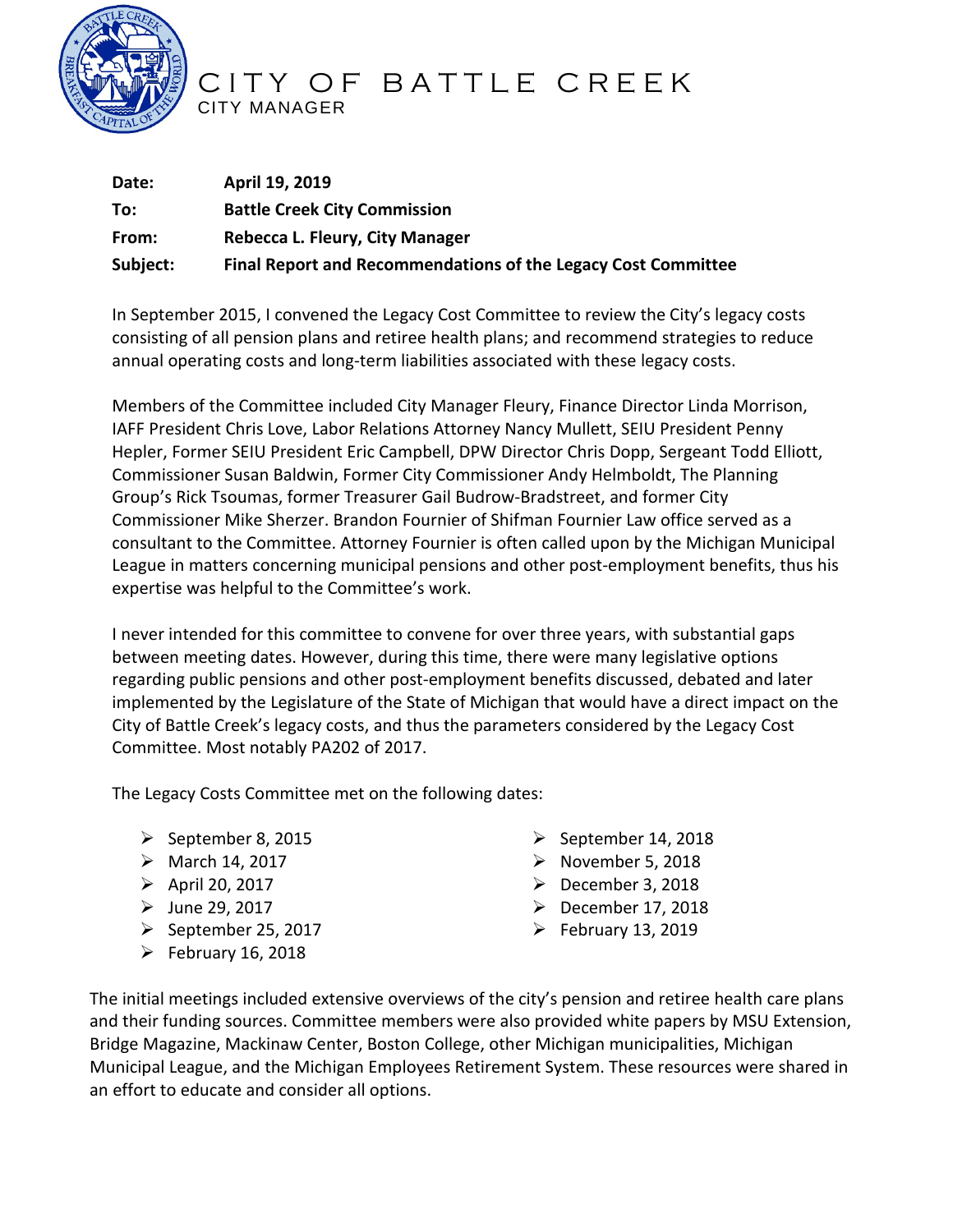# CITY OF BATTLE CREEK

CITY MANAGER

**Date:** **April 19, 2019**

**To:** **Battle Creek City Commission**

**From:** **Rebecca L. Fleury, City Manager**

**Subject:** **Final Report and Recommendations of the Legacy Cost Committee**

In September 2015, I convened the Legacy Cost Committee to review the City's legacy costs consisting of all pension plans and retiree health plans; and recommend strategies to reduce annual operating costs and long-term liabilities associated with these legacy costs.

Members of the Committee included City Manager Fleury, Finance Director Linda Morrison, IAFF President Chris Love, Labor Relations Attorney Nancy Mullett, SEIU President Penny Hepler, Former SEIU President Eric Campbell, DPW Director Chris Dopp, Sergeant Todd Elliott, Commissioner Susan Baldwin, Former City Commissioner Andy Helmboldt, The Planning Group's Rick Tsoumas, former Treasurer Gail Budrow-Bradstreet, and former City Commissioner Mike Sherzer. Brandon Fournier of Shifman Fournier Law office served as a consultant to the Committee. Attorney Fournier is often called upon by the Michigan Municipal League in matters concerning municipal pensions and other post-employment benefits, thus his expertise was helpful to the Committee's work.

I never intended for this committee to convene for over three years, with substantial gaps between meeting dates. However, during this time, there were many legislative options regarding public pensions and other post-employment benefits discussed, debated and later implemented by the Legislature of the State of Michigan that would have a direct impact on the City of Battle Creek's legacy costs, and thus the parameters considered by the Legacy Cost Committee. Most notably PA202 of 2017.

The Legacy Costs Committee met on the following dates:

- September 8, 2015
- March 14, 2017
- April 20, 2017
- June 29, 2017
- September 25, 2017
- February 16, 2018
- September 14, 2018
- November 5, 2018
- December 3, 2018
- December 17, 2018
- February 13, 2019

The initial meetings included extensive overviews of the city's pension and retiree health care plans and their funding sources. Committee members were also provided white papers by MSU Extension, Bridge Magazine, Mackinaw Center, Boston College, other Michigan municipalities, Michigan Municipal League, and the Michigan Employees Retirement System. These resources were shared in an effort to educate and consider all options.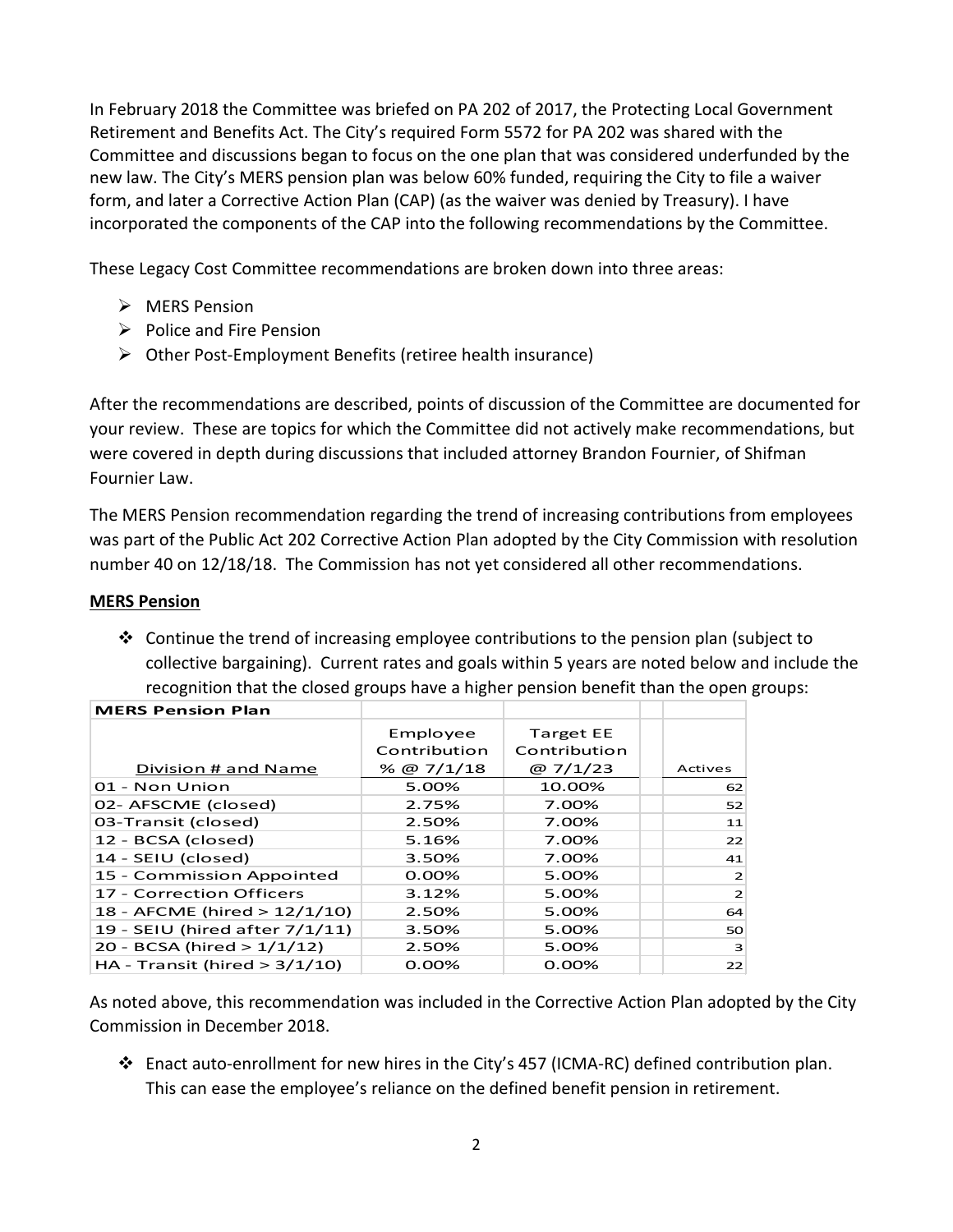In February 2018 the Committee was briefed on PA 202 of 2017, the Protecting Local Government Retirement and Benefits Act. The City's required Form 5572 for PA 202 was shared with the Committee and discussions began to focus on the one plan that was considered underfunded by the new law. The City's MERS pension plan was below 60% funded, requiring the City to file a waiver form, and later a Corrective Action Plan (CAP) (as the waiver was denied by Treasury). I have incorporated the components of the CAP into the following recommendations by the Committee.

These Legacy Cost Committee recommendations are broken down into three areas:

- MERS Pension
- Police and Fire Pension
- Other Post-Employment Benefits (retiree health insurance)

After the recommendations are described, points of discussion of the Committee are documented for your review. These are topics for which the Committee did not actively make recommendations, but were covered in depth during discussions that included attorney Brandon Fournier, of Shifman Fournier Law.

The MERS Pension recommendation regarding the trend of increasing contributions from employees was part of the Public Act 202 Corrective Action Plan adopted by the City Commission with resolution number 40 on 12/18/18. The Commission has not yet considered all other recommendations.

**MERS Pension**

- Continue the trend of increasing employee contributions to the pension plan (subject to collective bargaining). Current rates and goals within 5 years are noted below and include the recognition that the closed groups have a higher pension benefit than the open groups:

| **MERS Pension Plan** | | | |
|---|---|---|---|
| Division # and Name | Employee Contribution % @ 7/1/18 | Target EE Contribution @ 7/1/23 | Actives |
| 01 - Non Union | 5.00% | 10.00% | 62 |
| 02- AFSCME (closed) | 2.75% | 7.00% | 52 |
| 03-Transit (closed) | 2.50% | 7.00% | 11 |
| 12 - BCSA (closed) | 5.16% | 7.00% | 22 |
| 14 - SEIU (closed) | 3.50% | 7.00% | 41 |
| 15 - Commission Appointed | 0.00% | 5.00% | 2 |
| 17 - Correction Officers | 3.12% | 5.00% | 2 |
| 18 - AFCME (hired > 12/1/10) | 2.50% | 5.00% | 64 |
| 19 - SEIU (hired after 7/1/11) | 3.50% | 5.00% | 50 |
| 20 - BCSA (hired > 1/1/12) | 2.50% | 5.00% | 3 |
| HA - Transit (hired > 3/1/10) | 0.00% | 0.00% | 22 |

As noted above, this recommendation was included in the Corrective Action Plan adopted by the City Commission in December 2018.

- Enact auto-enrollment for new hires in the City's 457 (ICMA-RC) defined contribution plan. This can ease the employee's reliance on the defined benefit pension in retirement.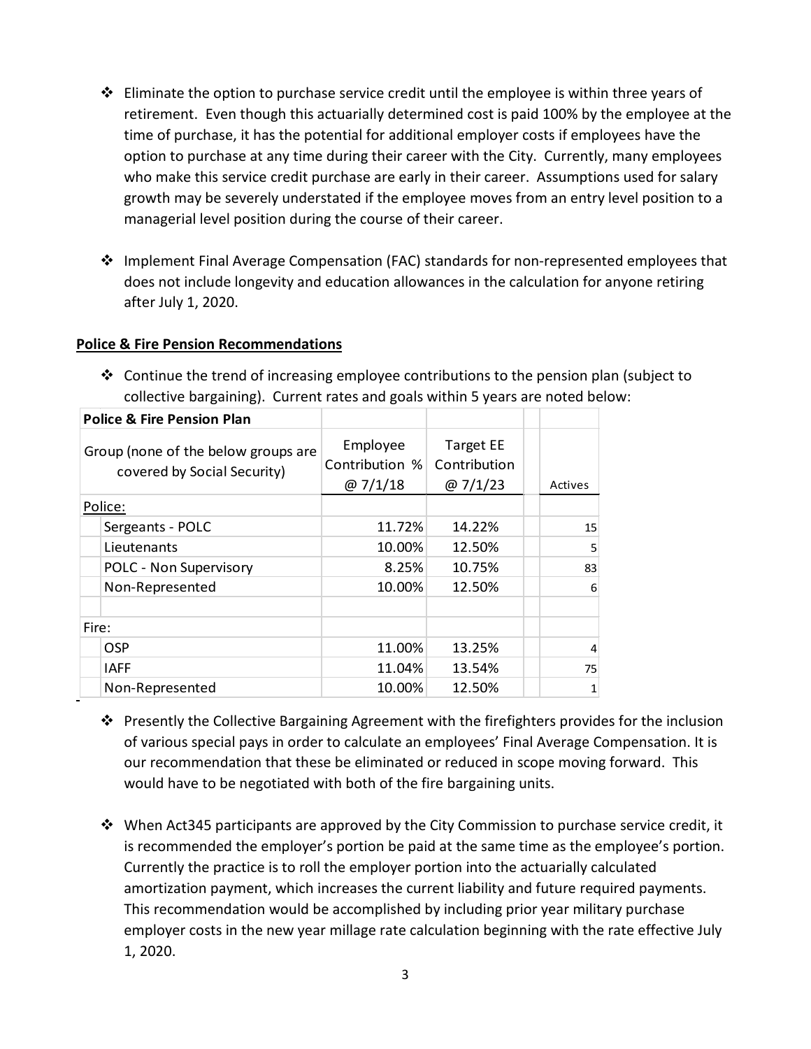- Eliminate the option to purchase service credit until the employee is within three years of retirement. Even though this actuarially determined cost is paid 100% by the employee at the time of purchase, it has the potential for additional employer costs if employees have the option to purchase at any time during their career with the City. Currently, many employees who make this service credit purchase are early in their career. Assumptions used for salary growth may be severely understated if the employee moves from an entry level position to a managerial level position during the course of their career.

- Implement Final Average Compensation (FAC) standards for non-represented employees that does not include longevity and education allowances in the calculation for anyone retiring after July 1, 2020.

**Police & Fire Pension Recommendations**

- Continue the trend of increasing employee contributions to the pension plan (subject to collective bargaining). Current rates and goals within 5 years are noted below:

| **Police & Fire Pension Plan** | | | |
|---|---|---|---|
| Group (none of the below groups are covered by Social Security) | Employee Contribution % @ 7/1/18 | Target EE Contribution @ 7/1/23 | Actives |
| Police: | | | |
| Sergeants - POLC | 11.72% | 14.22% | 15 |
| Lieutenants | 10.00% | 12.50% | 5 |
| POLC - Non Supervisory | 8.25% | 10.75% | 83 |
| Non-Represented | 10.00% | 12.50% | 6 |
| | | | |
| Fire: | | | |
| OSP | 11.00% | 13.25% | 4 |
| IAFF | 11.04% | 13.54% | 75 |
| Non-Represented | 10.00% | 12.50% | 1 |

- Presently the Collective Bargaining Agreement with the firefighters provides for the inclusion of various special pays in order to calculate an employees' Final Average Compensation. It is our recommendation that these be eliminated or reduced in scope moving forward. This would have to be negotiated with both of the fire bargaining units.

- When Act345 participants are approved by the City Commission to purchase service credit, it is recommended the employer's portion be paid at the same time as the employee's portion. Currently the practice is to roll the employer portion into the actuarially calculated amortization payment, which increases the current liability and future required payments. This recommendation would be accomplished by including prior year military purchase employer costs in the new year millage rate calculation beginning with the rate effective July 1, 2020.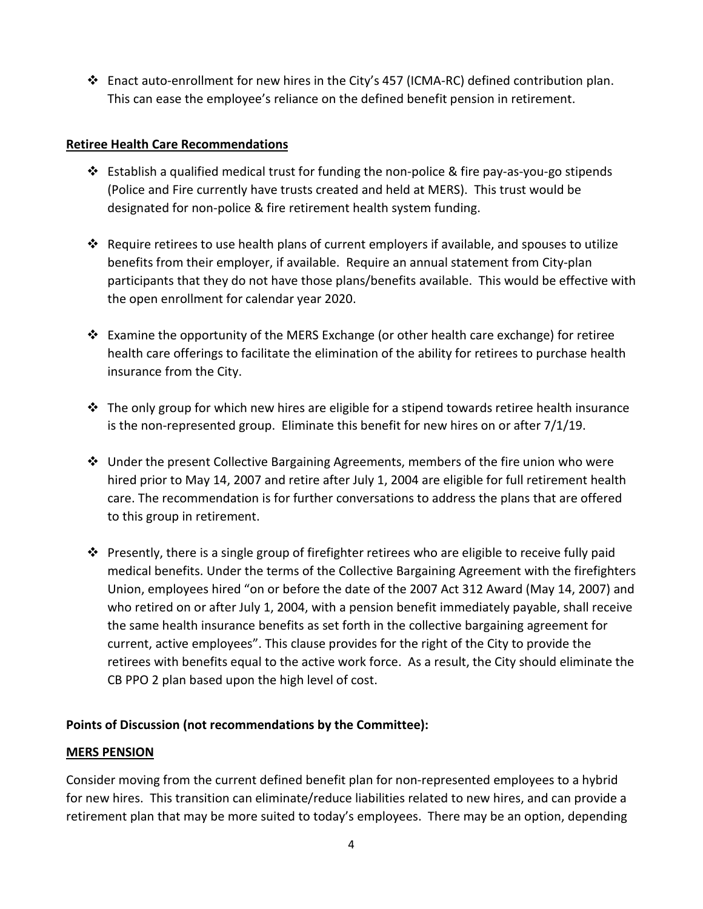- Enact auto-enrollment for new hires in the City's 457 (ICMA-RC) defined contribution plan. This can ease the employee's reliance on the defined benefit pension in retirement.

**Retiree Health Care Recommendations**

- Establish a qualified medical trust for funding the non-police & fire pay-as-you-go stipends (Police and Fire currently have trusts created and held at MERS). This trust would be designated for non-police & fire retirement health system funding.

- Require retirees to use health plans of current employers if available, and spouses to utilize benefits from their employer, if available. Require an annual statement from City-plan participants that they do not have those plans/benefits available. This would be effective with the open enrollment for calendar year 2020.

- Examine the opportunity of the MERS Exchange (or other health care exchange) for retiree health care offerings to facilitate the elimination of the ability for retirees to purchase health insurance from the City.

- The only group for which new hires are eligible for a stipend towards retiree health insurance is the non-represented group. Eliminate this benefit for new hires on or after 7/1/19.

- Under the present Collective Bargaining Agreements, members of the fire union who were hired prior to May 14, 2007 and retire after July 1, 2004 are eligible for full retirement health care. The recommendation is for further conversations to address the plans that are offered to this group in retirement.

- Presently, there is a single group of firefighter retirees who are eligible to receive fully paid medical benefits. Under the terms of the Collective Bargaining Agreement with the firefighters Union, employees hired "on or before the date of the 2007 Act 312 Award (May 14, 2007) and who retired on or after July 1, 2004, with a pension benefit immediately payable, shall receive the same health insurance benefits as set forth in the collective bargaining agreement for current, active employees". This clause provides for the right of the City to provide the retirees with benefits equal to the active work force. As a result, the City should eliminate the CB PPO 2 plan based upon the high level of cost.

**Points of Discussion (not recommendations by the Committee):**

**MERS PENSION**

Consider moving from the current defined benefit plan for non-represented employees to a hybrid for new hires. This transition can eliminate/reduce liabilities related to new hires, and can provide a retirement plan that may be more suited to today's employees. There may be an option, depending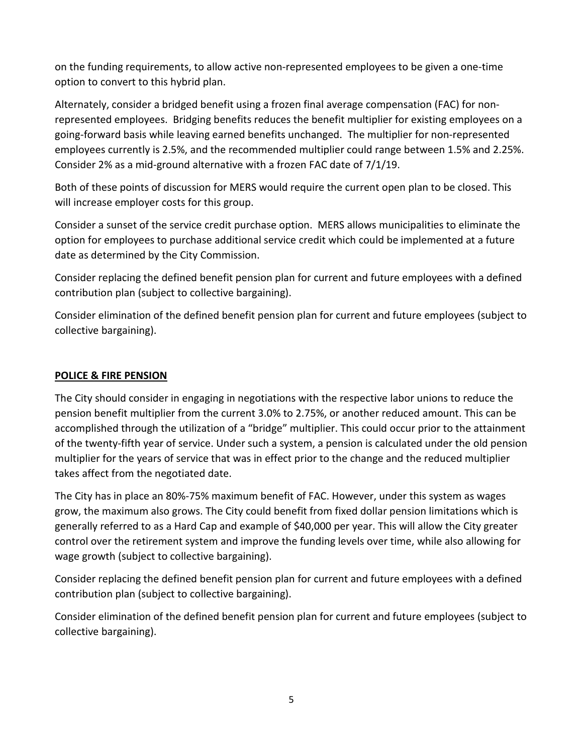on the funding requirements, to allow active non-represented employees to be given a one-time option to convert to this hybrid plan.

Alternately, consider a bridged benefit using a frozen final average compensation (FAC) for non-represented employees. Bridging benefits reduces the benefit multiplier for existing employees on a going-forward basis while leaving earned benefits unchanged. The multiplier for non-represented employees currently is 2.5%, and the recommended multiplier could range between 1.5% and 2.25%. Consider 2% as a mid-ground alternative with a frozen FAC date of 7/1/19.

Both of these points of discussion for MERS would require the current open plan to be closed. This will increase employer costs for this group.

Consider a sunset of the service credit purchase option. MERS allows municipalities to eliminate the option for employees to purchase additional service credit which could be implemented at a future date as determined by the City Commission.

Consider replacing the defined benefit pension plan for current and future employees with a defined contribution plan (subject to collective bargaining).

Consider elimination of the defined benefit pension plan for current and future employees (subject to collective bargaining).

## POLICE & FIRE PENSION

The City should consider in engaging in negotiations with the respective labor unions to reduce the pension benefit multiplier from the current 3.0% to 2.75%, or another reduced amount. This can be accomplished through the utilization of a "bridge" multiplier. This could occur prior to the attainment of the twenty-fifth year of service. Under such a system, a pension is calculated under the old pension multiplier for the years of service that was in effect prior to the change and the reduced multiplier takes affect from the negotiated date.

The City has in place an 80%-75% maximum benefit of FAC. However, under this system as wages grow, the maximum also grows. The City could benefit from fixed dollar pension limitations which is generally referred to as a Hard Cap and example of $40,000 per year. This will allow the City greater control over the retirement system and improve the funding levels over time, while also allowing for wage growth (subject to collective bargaining).

Consider replacing the defined benefit pension plan for current and future employees with a defined contribution plan (subject to collective bargaining).

Consider elimination of the defined benefit pension plan for current and future employees (subject to collective bargaining).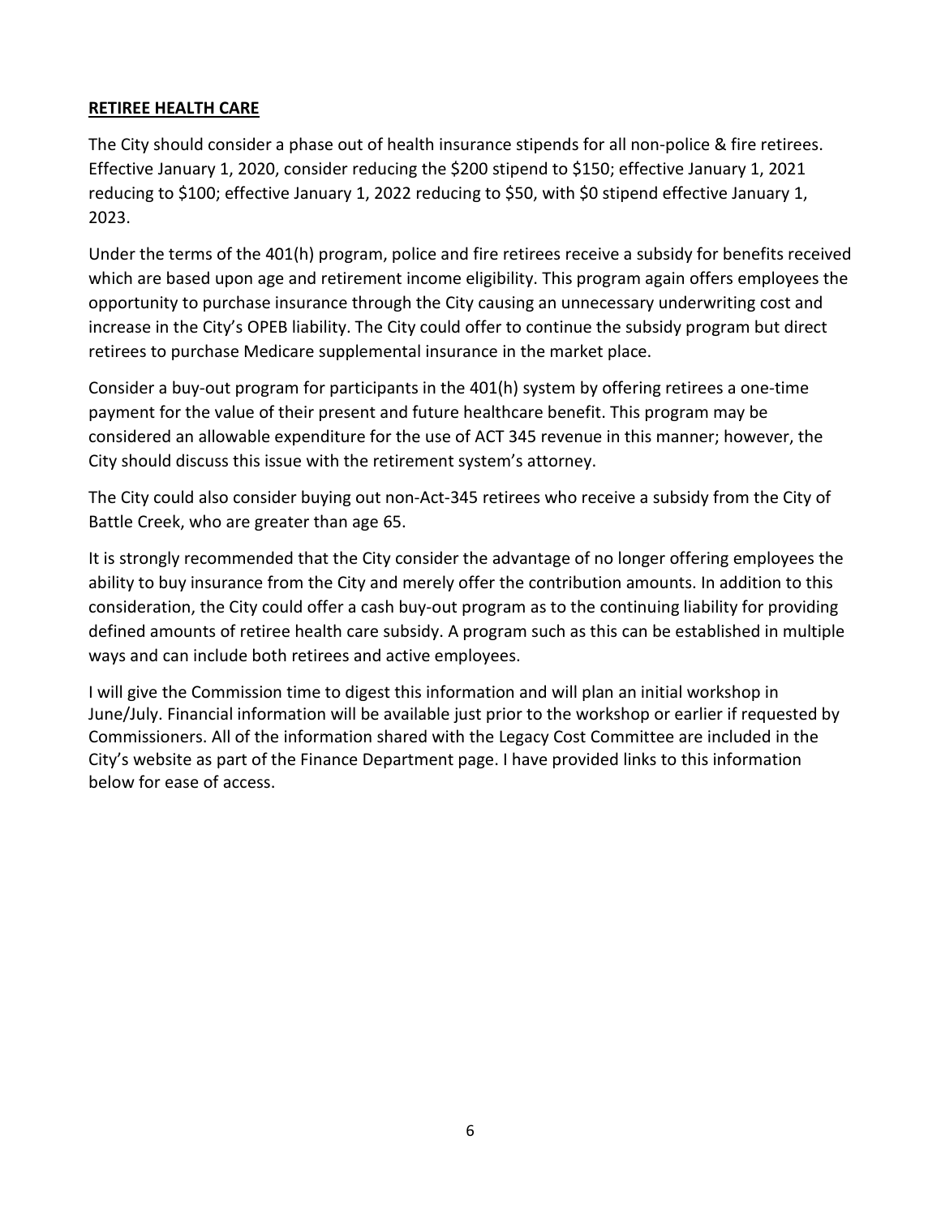## **RETIREE HEALTH CARE**

The City should consider a phase out of health insurance stipends for all non-police & fire retirees. Effective January 1, 2020, consider reducing the $200 stipend to $150; effective January 1, 2021 reducing to $100; effective January 1, 2022 reducing to $50, with $0 stipend effective January 1, 2023.

Under the terms of the 401(h) program, police and fire retirees receive a subsidy for benefits received which are based upon age and retirement income eligibility. This program again offers employees the opportunity to purchase insurance through the City causing an unnecessary underwriting cost and increase in the City's OPEB liability. The City could offer to continue the subsidy program but direct retirees to purchase Medicare supplemental insurance in the market place.

Consider a buy-out program for participants in the 401(h) system by offering retirees a one-time payment for the value of their present and future healthcare benefit. This program may be considered an allowable expenditure for the use of ACT 345 revenue in this manner; however, the City should discuss this issue with the retirement system's attorney.

The City could also consider buying out non-Act-345 retirees who receive a subsidy from the City of Battle Creek, who are greater than age 65.

It is strongly recommended that the City consider the advantage of no longer offering employees the ability to buy insurance from the City and merely offer the contribution amounts. In addition to this consideration, the City could offer a cash buy-out program as to the continuing liability for providing defined amounts of retiree health care subsidy. A program such as this can be established in multiple ways and can include both retirees and active employees.

I will give the Commission time to digest this information and will plan an initial workshop in June/July. Financial information will be available just prior to the workshop or earlier if requested by Commissioners. All of the information shared with the Legacy Cost Committee are included in the City's website as part of the Finance Department page. I have provided links to this information below for ease of access.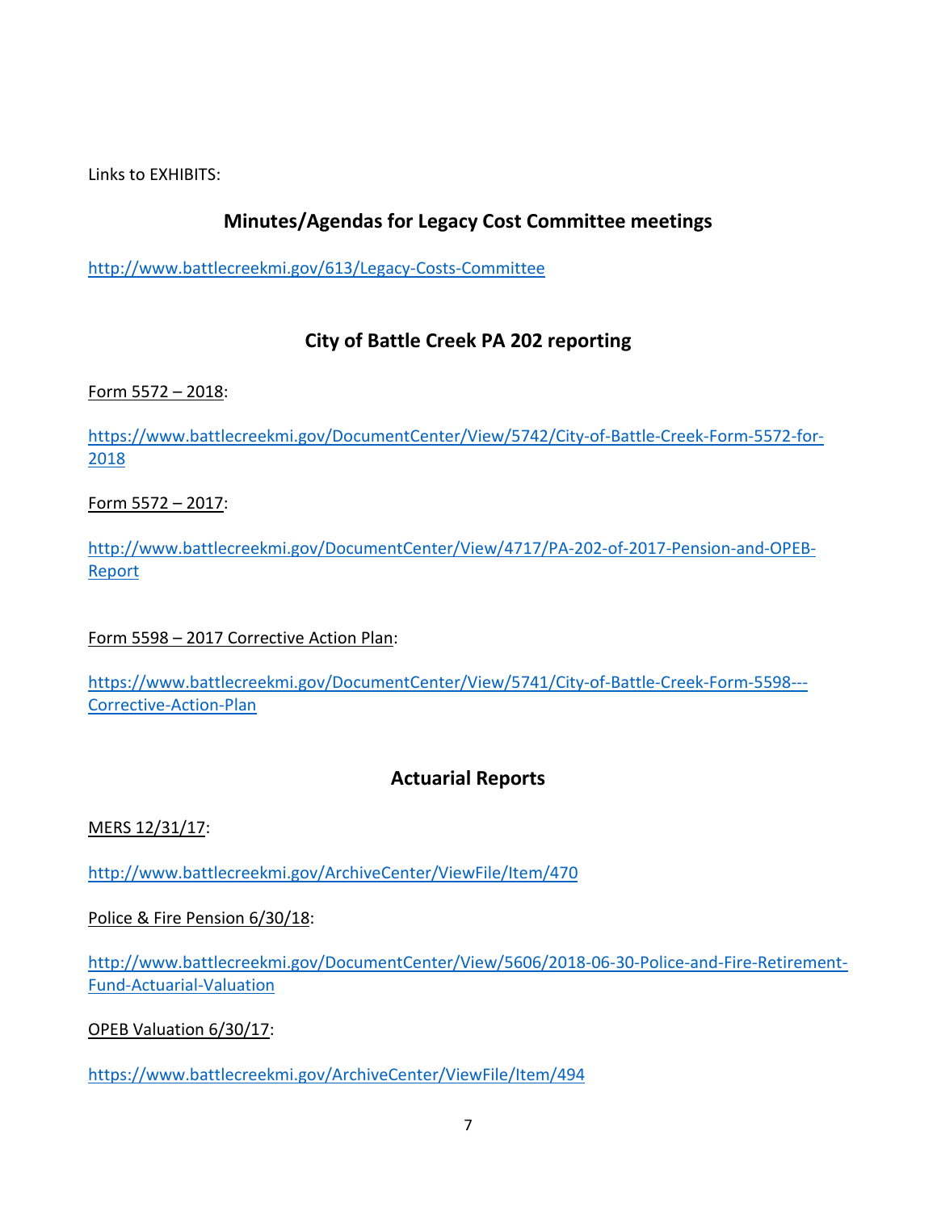Links to EXHIBITS:

## Minutes/Agendas for Legacy Cost Committee meetings

http://www.battlecreekmi.gov/613/Legacy-Costs-Committee

## City of Battle Creek PA 202 reporting

Form 5572 – 2018:

https://www.battlecreekmi.gov/DocumentCenter/View/5742/City-of-Battle-Creek-Form-5572-for-2018

Form 5572 – 2017:

http://www.battlecreekmi.gov/DocumentCenter/View/4717/PA-202-of-2017-Pension-and-OPEB-Report

Form 5598 – 2017 Corrective Action Plan:

https://www.battlecreekmi.gov/DocumentCenter/View/5741/City-of-Battle-Creek-Form-5598---Corrective-Action-Plan

## Actuarial Reports

MERS 12/31/17:

http://www.battlecreekmi.gov/ArchiveCenter/ViewFile/Item/470

Police & Fire Pension 6/30/18:

http://www.battlecreekmi.gov/DocumentCenter/View/5606/2018-06-30-Police-and-Fire-Retirement-Fund-Actuarial-Valuation

OPEB Valuation 6/30/17:

https://www.battlecreekmi.gov/ArchiveCenter/ViewFile/Item/494